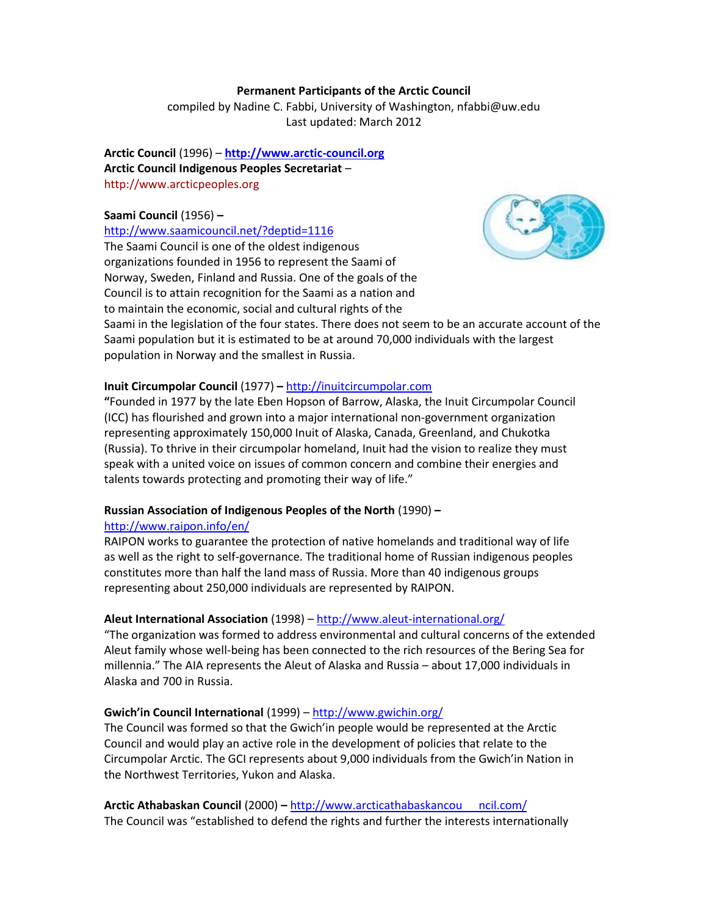**Permanent Participants of the Arctic Council**
compiled by Nadine C. Fabbi, University of Washington, nfabbi@uw.edu
Last updated: March 2012

**Arctic Council** (1996) – **http://www.arctic-council.org**
**Arctic Council Indigenous Peoples Secretariat** –
http://www.arcticpeoples.org

**Saami Council** (1956) **–**
http://www.saamicouncil.net/?deptid=1116
The Saami Council is one of the oldest indigenous organizations founded in 1956 to represent the Saami of Norway, Sweden, Finland and Russia. One of the goals of the Council is to attain recognition for the Saami as a nation and to maintain the economic, social and cultural rights of the Saami in the legislation of the four states. There does not seem to be an accurate account of the Saami population but it is estimated to be at around 70,000 individuals with the largest population in Norway and the smallest in Russia.

**Inuit Circumpolar Council** (1977) **–** http://inuitcircumpolar.com
**"**Founded in 1977 by the late Eben Hopson of Barrow, Alaska, the Inuit Circumpolar Council (ICC) has flourished and grown into a major international non-government organization representing approximately 150,000 Inuit of Alaska, Canada, Greenland, and Chukotka (Russia). To thrive in their circumpolar homeland, Inuit had the vision to realize they must speak with a united voice on issues of common concern and combine their energies and talents towards protecting and promoting their way of life."

**Russian Association of Indigenous Peoples of the North** (1990) **–**
http://www.raipon.info/en/
RAIPON works to guarantee the protection of native homelands and traditional way of life as well as the right to self-governance. The traditional home of Russian indigenous peoples constitutes more than half the land mass of Russia. More than 40 indigenous groups representing about 250,000 individuals are represented by RAIPON.

**Aleut International Association** (1998) – http://www.aleut-international.org/
"The organization was formed to address environmental and cultural concerns of the extended Aleut family whose well-being has been connected to the rich resources of the Bering Sea for millennia." The AIA represents the Aleut of Alaska and Russia – about 17,000 individuals in Alaska and 700 in Russia.

**Gwich'in Council International** (1999) – http://www.gwichin.org/
The Council was formed so that the Gwich'in people would be represented at the Arctic Council and would play an active role in the development of policies that relate to the Circumpolar Arctic. The GCI represents about 9,000 individuals from the Gwich'in Nation in the Northwest Territories, Yukon and Alaska.

**Arctic Athabaskan Council** (2000) **–** http://www.arcticathabaskancouncil.com/
The Council was "established to defend the rights and further the interests internationally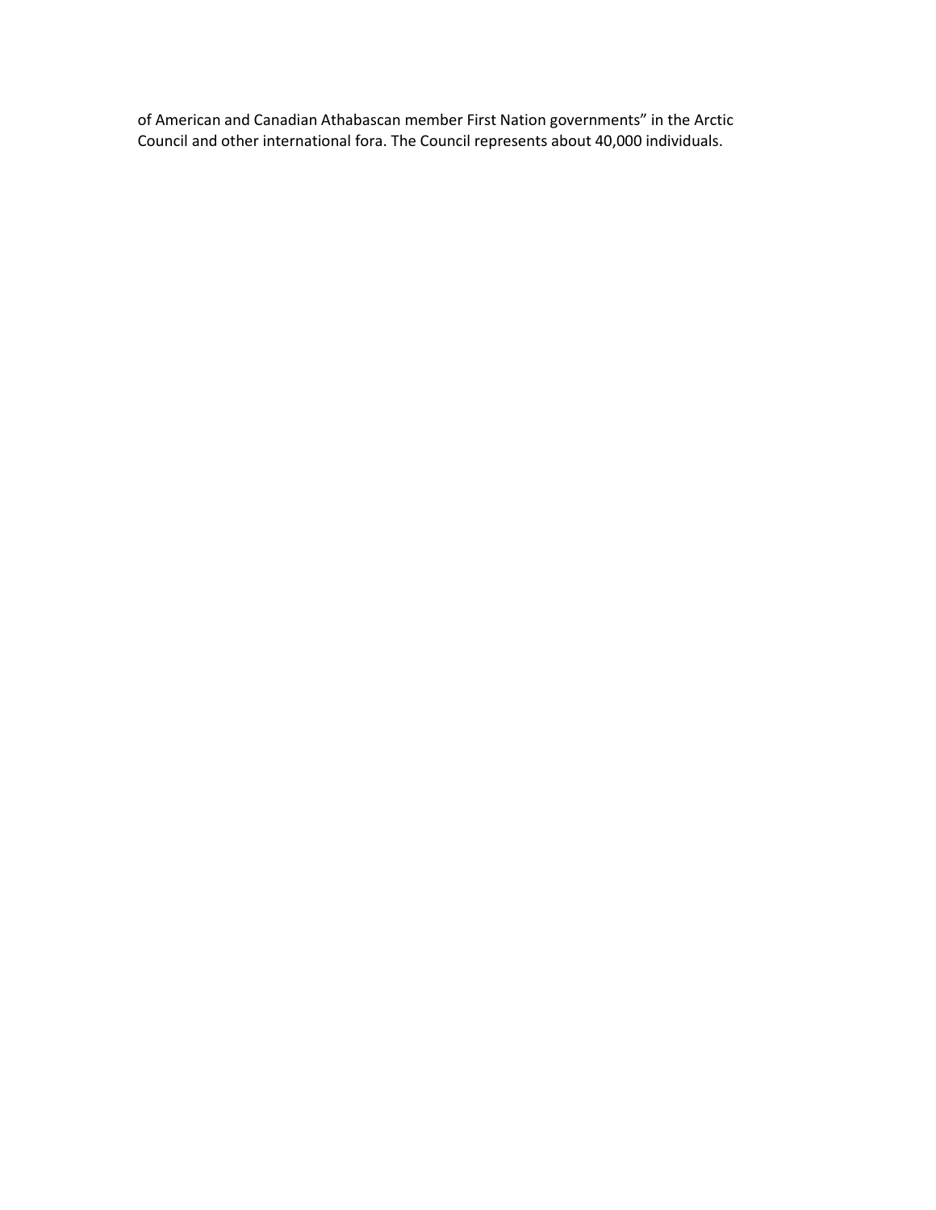of American and Canadian Athabascan member First Nation governments" in the Arctic Council and other international fora. The Council represents about 40,000 individuals.